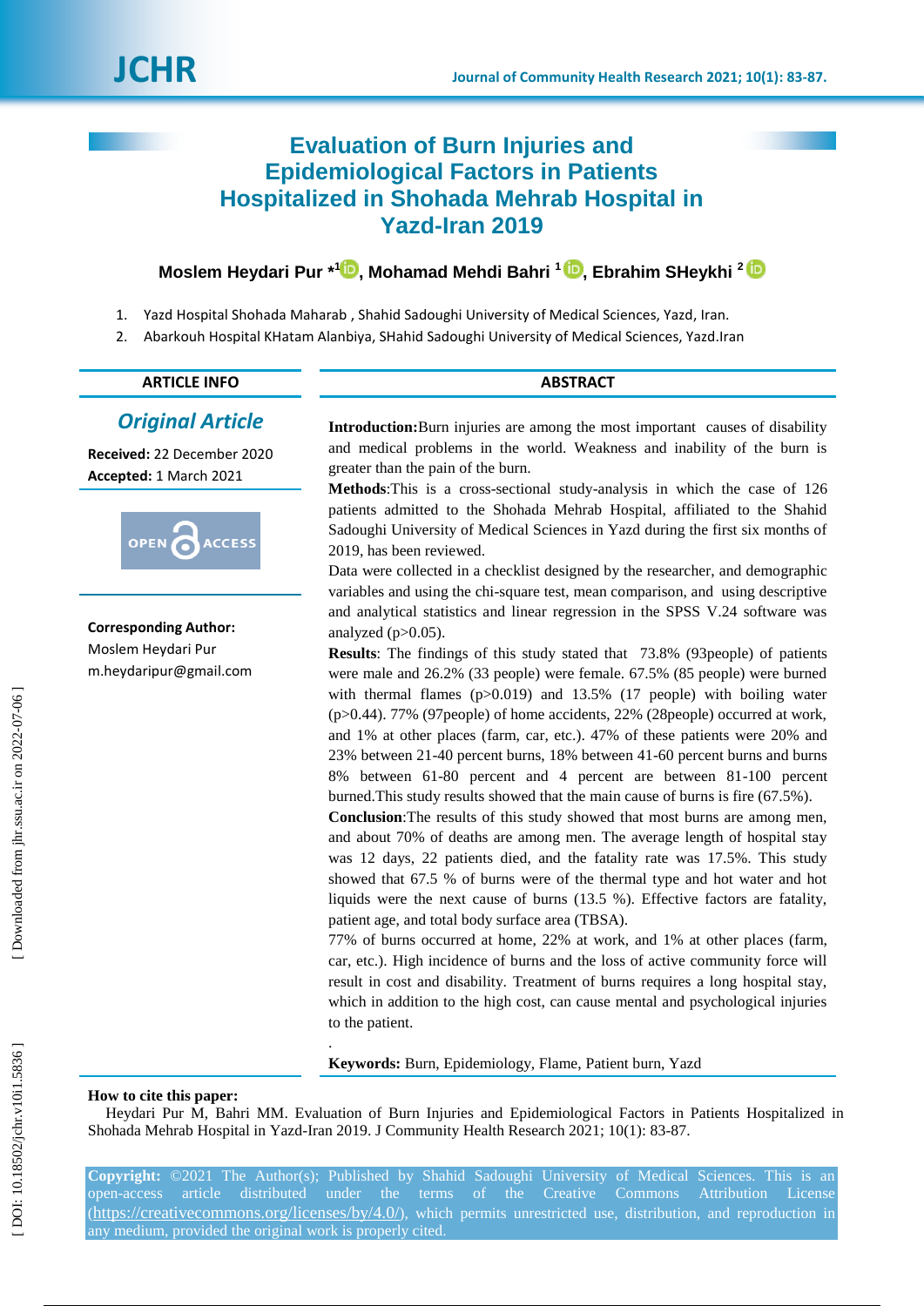# Evaluation of Burn Injuries and Epidemiological Factors in Patients Hospitalized in Shohada Mehrab Hospital in Yazd-Iran 2019

**Moslem Heydari Pur *[1], Mohamad Mehdi Bahri [1], Ebrahim SHeykhi [2]**

1. Yazd Hospital Shohada Maharab , Shahid Sadoughi University of Medical Sciences, Yazd, Iran.
2. Abarkouh Hospital KHatam Alanbiya, SHahid Sadoughi University of Medical Sciences, Yazd.Iran

**ARTICLE INFO**

***Original Article***

**Received:** 22 December 2020
**Accepted:** 1 March 2021

OPEN ACCESS

**Corresponding Author:**
Moslem Heydari Pur
m.heydaripur@gmail.com

**ABSTRACT**

**Introduction:**Burn injuries are among the most important causes of disability and medical problems in the world. Weakness and inability of the burn is greater than the pain of the burn.

**Methods**:This is a cross-sectional study-analysis in which the case of 126 patients admitted to the Shohada Mehrab Hospital, affiliated to the Shahid Sadoughi University of Medical Sciences in Yazd during the first six months of 2019, has been reviewed.

Data were collected in a checklist designed by the researcher, and demographic variables and using the chi-square test, mean comparison, and using descriptive and analytical statistics and linear regression in the SPSS V.24 software was analyzed ($p>0.05$).

**Results**: The findings of this study stated that 73.8% (93people) of patients were male and 26.2% (33 people) were female. 67.5% (85 people) were burned with thermal flames ($p>0.019$) and 13.5% (17 people) with boiling water ($p>0.44$). 77% (97people) of home accidents, 22% (28people) occurred at work, and 1% at other places (farm, car, etc.). 47% of these patients were 20% and 23% between 21-40 percent burns, 18% between 41-60 percent burns and burns 8% between 61-80 percent and 4 percent are between 81-100 percent burned.This study results showed that the main cause of burns is fire (67.5%).

**Conclusion**:The results of this study showed that most burns are among men, and about 70% of deaths are among men. The average length of hospital stay was 12 days, 22 patients died, and the fatality rate was 17.5%. This study showed that 67.5 % of burns were of the thermal type and hot water and hot liquids were the next cause of burns (13.5 %). Effective factors are fatality, patient age, and total body surface area (TBSA).

77% of burns occurred at home, 22% at work, and 1% at other places (farm, car, etc.). High incidence of burns and the loss of active community force will result in cost and disability. Treatment of burns requires a long hospital stay, which in addition to the high cost, can cause mental and psychological injuries to the patient.

.

**Keywords:** Burn, Epidemiology, Flame, Patient burn, Yazd

**How to cite this paper:**
Heydari Pur M, Bahri MM. Evaluation of Burn Injuries and Epidemiological Factors in Patients Hospitalized in Shohada Mehrab Hospital in Yazd-Iran 2019. J Community Health Research 2021; 10(1): 83-87.

**Copyright:** ©2021 The Author(s); Published by Shahid Sadoughi University of Medical Sciences. This is an open-access article distributed under the terms of the Creative Commons Attribution License (https://creativecommons.org/licenses/by/4.0/), which permits unrestricted use, distribution, and reproduction in any medium, provided the original work is properly cited.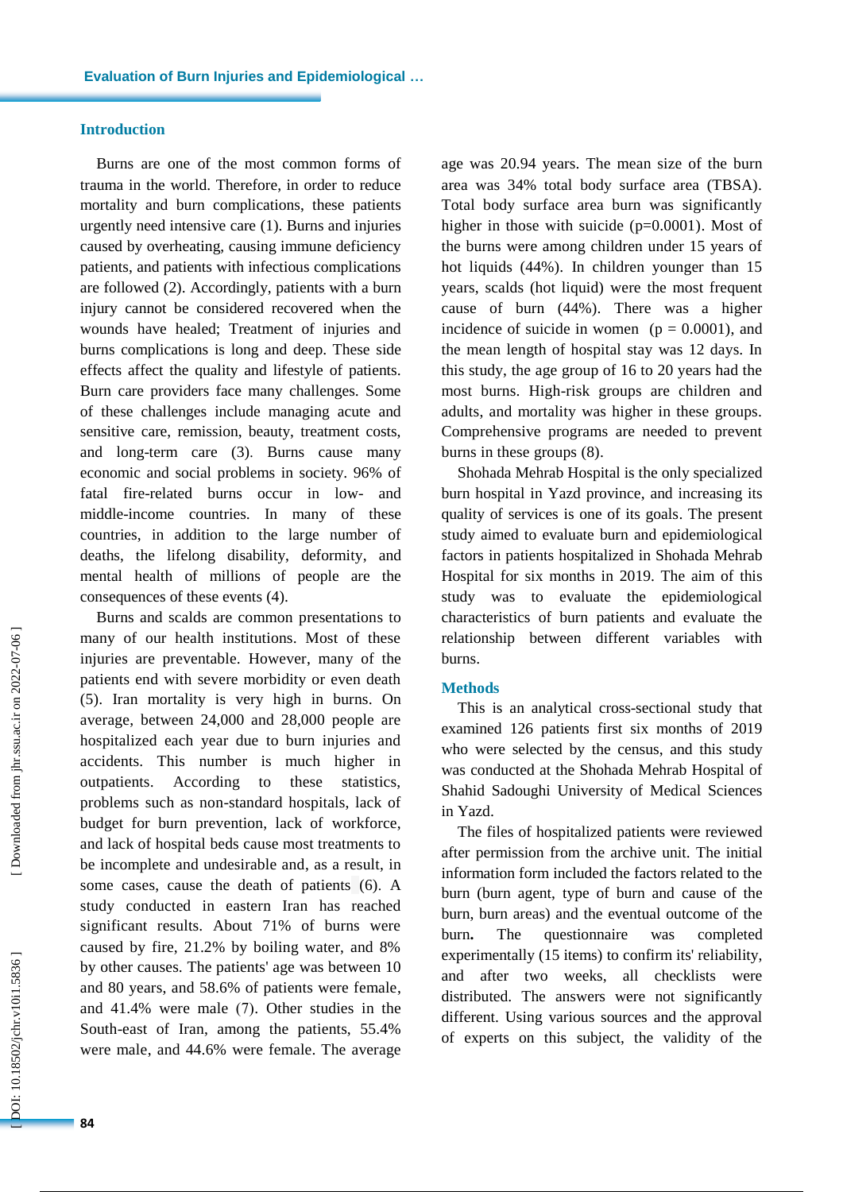## Introduction

Burns are one of the most common forms of trauma in the world. Therefore, in order to reduce mortality and burn complications, these patients urgently need intensive care (1). Burns and injuries caused by overheating, causing immune deficiency patients, and patients with infectious complications are followed (2). Accordingly, patients with a burn injury cannot be considered recovered when the wounds have healed; Treatment of injuries and burns complications is long and deep. These side effects affect the quality and lifestyle of patients. Burn care providers face many challenges. Some of these challenges include managing acute and sensitive care, remission, beauty, treatment costs, and long-term care (3). Burns cause many economic and social problems in society. 96% of fatal fire-related burns occur in low- and middle-income countries. In many of these countries, in addition to the large number of deaths, the lifelong disability, deformity, and mental health of millions of people are the consequences of these events (4).

Burns and scalds are common presentations to many of our health institutions. Most of these injuries are preventable. However, many of the patients end with severe morbidity or even death (5). Iran mortality is very high in burns. On average, between 24,000 and 28,000 people are hospitalized each year due to burn injuries and accidents. This number is much higher in outpatients. According to these statistics, problems such as non-standard hospitals, lack of budget for burn prevention, lack of workforce, and lack of hospital beds cause most treatments to be incomplete and undesirable and, as a result, in some cases, cause the death of patients (6). A study conducted in eastern Iran has reached significant results. About 71% of burns were caused by fire, 21.2% by boiling water, and 8% by other causes. The patients' age was between 10 and 80 years, and 58.6% of patients were female, and 41.4% were male (7). Other studies in the South-east of Iran, among the patients, 55.4% were male, and 44.6% were female. The average age was 20.94 years. The mean size of the burn area was 34% total body surface area (TBSA). Total body surface area burn was significantly higher in those with suicide (p=0.0001). Most of the burns were among children under 15 years of hot liquids (44%). In children younger than 15 years, scalds (hot liquid) were the most frequent cause of burn (44%). There was a higher incidence of suicide in women (p = 0.0001), and the mean length of hospital stay was 12 days. In this study, the age group of 16 to 20 years had the most burns. High-risk groups are children and adults, and mortality was higher in these groups. Comprehensive programs are needed to prevent burns in these groups (8).

Shohada Mehrab Hospital is the only specialized burn hospital in Yazd province, and increasing its quality of services is one of its goals. The present study aimed to evaluate burn and epidemiological factors in patients hospitalized in Shohada Mehrab Hospital for six months in 2019. The aim of this study was to evaluate the epidemiological characteristics of burn patients and evaluate the relationship between different variables with burns.

## Methods

This is an analytical cross-sectional study that examined 126 patients first six months of 2019 who were selected by the census, and this study was conducted at the Shohada Mehrab Hospital of Shahid Sadoughi University of Medical Sciences in Yazd.

The files of hospitalized patients were reviewed after permission from the archive unit. The initial information form included the factors related to the burn (burn agent, type of burn and cause of the burn, burn areas) and the eventual outcome of the burn**.** The questionnaire was completed experimentally (15 items) to confirm its' reliability, and after two weeks, all checklists were distributed. The answers were not significantly different. Using various sources and the approval of experts on this subject, the validity of the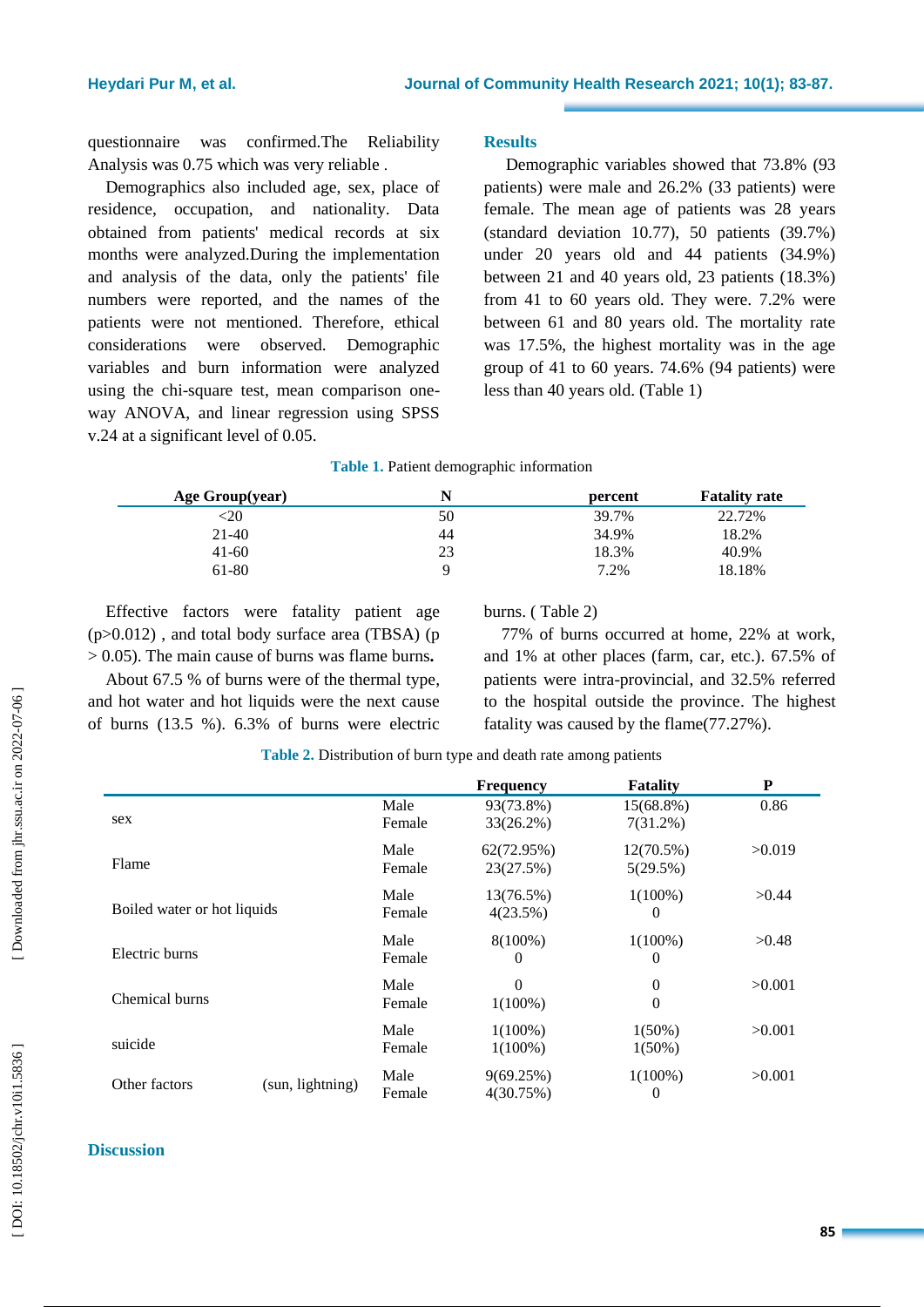questionnaire was confirmed.The Reliability Analysis was 0.75 which was very reliable .

Demographics also included age, sex, place of residence, occupation, and nationality. Data obtained from patients' medical records at six months were analyzed.During the implementation and analysis of the data, only the patients' file numbers were reported, and the names of the patients were not mentioned. Therefore, ethical considerations were observed. Demographic variables and burn information were analyzed using the chi-square test, mean comparison one-way ANOVA, and linear regression using SPSS v.24 at a significant level of 0.05.

## Results

Demographic variables showed that 73.8% (93 patients) were male and 26.2% (33 patients) were female. The mean age of patients was 28 years (standard deviation 10.77), 50 patients (39.7%) under 20 years old and 44 patients (34.9%) between 21 and 40 years old, 23 patients (18.3%) from 41 to 60 years old. They were. 7.2% were between 61 and 80 years old. The mortality rate was 17.5%, the highest mortality was in the age group of 41 to 60 years. 74.6% (94 patients) were less than 40 years old. (Table 1)

**Table 1.** Patient demographic information

| Age Group(year) | N | percent | Fatality rate |
|---|---|---|---|
| <20 | 50 | 39.7% | 22.72% |
| 21-40 | 44 | 34.9% | 18.2% |
| 41-60 | 23 | 18.3% | 40.9% |
| 61-80 | 9 | 7.2% | 18.18% |

Effective factors were fatality patient age (p>0.012) , and total body surface area (TBSA) (p > 0.05). The main cause of burns was flame burns**.**

About 67.5 % of burns were of the thermal type, and hot water and hot liquids were the next cause of burns (13.5 %). 6.3% of burns were electric burns. ( Table 2)

77% of burns occurred at home, 22% at work, and 1% at other places (farm, car, etc.). 67.5% of patients were intra-provincial, and 32.5% referred to the hospital outside the province. The highest fatality was caused by the flame(77.27%).

**Table 2.** Distribution of burn type and death rate among patients

| | | Frequency | Fatality | P |
|---|---|---|---|---|
| sex | Male<br>Female | 93(73.8%)<br>33(26.2%) | 15(68.8%)<br>7(31.2%) | 0.86 |
| Flame | Male<br>Female | 62(72.95%)<br>23(27.5%) | 12(70.5%)<br>5(29.5%) | >0.019 |
| Boiled water or hot liquids | Male<br>Female | 13(76.5%)<br>4(23.5%) | 1(100%)<br>0 | >0.44 |
| Electric burns | Male<br>Female | 8(100%)<br>0 | 1(100%)<br>0 | >0.48 |
| Chemical burns | Male<br>Female | 0<br>1(100%) | 0<br>0 | >0.001 |
| suicide | Male<br>Female | 1(100%)<br>1(100%) | 1(50%)<br>1(50%) | >0.001 |
| Other factors (sun, lightning) | Male<br>Female | 9(69.25%)<br>4(30.75%) | 1(100%)<br>0 | >0.001 |

## Discussion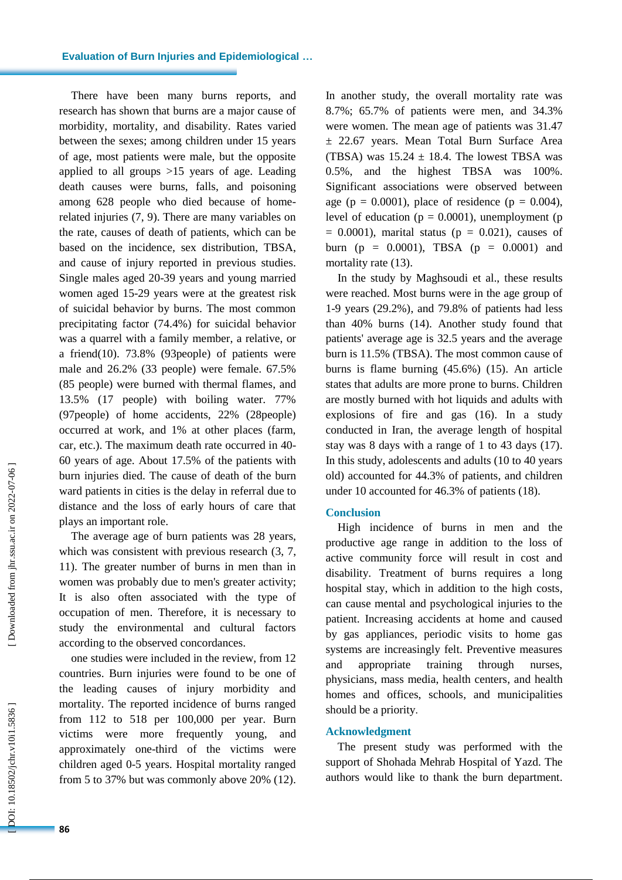There have been many burns reports, and research has shown that burns are a major cause of morbidity, mortality, and disability. Rates varied between the sexes; among children under 15 years of age, most patients were male, but the opposite applied to all groups >15 years of age. Leading death causes were burns, falls, and poisoning among 628 people who died because of home-related injuries (7, 9). There are many variables on the rate, causes of death of patients, which can be based on the incidence, sex distribution, TBSA, and cause of injury reported in previous studies. Single males aged 20-39 years and young married women aged 15-29 years were at the greatest risk of suicidal behavior by burns. The most common precipitating factor (74.4%) for suicidal behavior was a quarrel with a family member, a relative, or a friend(10). 73.8% (93people) of patients were male and 26.2% (33 people) were female. 67.5% (85 people) were burned with thermal flames, and 13.5% (17 people) with boiling water. 77% (97people) of home accidents, 22% (28people) occurred at work, and 1% at other places (farm, car, etc.). The maximum death rate occurred in 40-60 years of age. About 17.5% of the patients with burn injuries died. The cause of death of the burn ward patients in cities is the delay in referral due to distance and the loss of early hours of care that plays an important role.

The average age of burn patients was 28 years, which was consistent with previous research (3, 7, 11). The greater number of burns in men than in women was probably due to men's greater activity; It is also often associated with the type of occupation of men. Therefore, it is necessary to study the environmental and cultural factors according to the observed concordances.

one studies were included in the review, from 12 countries. Burn injuries were found to be one of the leading causes of injury morbidity and mortality. The reported incidence of burns ranged from 112 to 518 per 100,000 per year. Burn victims were more frequently young, and approximately one-third of the victims were children aged 0-5 years. Hospital mortality ranged from 5 to 37% but was commonly above 20% (12).

In another study, the overall mortality rate was 8.7%; 65.7% of patients were men, and 34.3% were women. The mean age of patients was 31.47 ± 22.67 years. Mean Total Burn Surface Area (TBSA) was 15.24 ± 18.4. The lowest TBSA was 0.5%, and the highest TBSA was 100%. Significant associations were observed between age ($p = 0.0001$), place of residence ($p = 0.004$), level of education ($p = 0.0001$), unemployment ($p = 0.0001$), marital status ($p = 0.021$), causes of burn ($p = 0.0001$), TBSA ($p = 0.0001$) and mortality rate (13).

In the study by Maghsoudi et al., these results were reached. Most burns were in the age group of 1-9 years (29.2%), and 79.8% of patients had less than 40% burns (14). Another study found that patients' average age is 32.5 years and the average burn is 11.5% (TBSA). The most common cause of burns is flame burning (45.6%) (15). An article states that adults are more prone to burns. Children are mostly burned with hot liquids and adults with explosions of fire and gas (16). In a study conducted in Iran, the average length of hospital stay was 8 days with a range of 1 to 43 days (17). In this study, adolescents and adults (10 to 40 years old) accounted for 44.3% of patients, and children under 10 accounted for 46.3% of patients (18).

## Conclusion

High incidence of burns in men and the productive age range in addition to the loss of active community force will result in cost and disability. Treatment of burns requires a long hospital stay, which in addition to the high costs, can cause mental and psychological injuries to the patient. Increasing accidents at home and caused by gas appliances, periodic visits to home gas systems are increasingly felt. Preventive measures and appropriate training through nurses, physicians, mass media, health centers, and health homes and offices, schools, and municipalities should be a priority.

## Acknowledgment

The present study was performed with the support of Shohada Mehrab Hospital of Yazd. The authors would like to thank the burn department.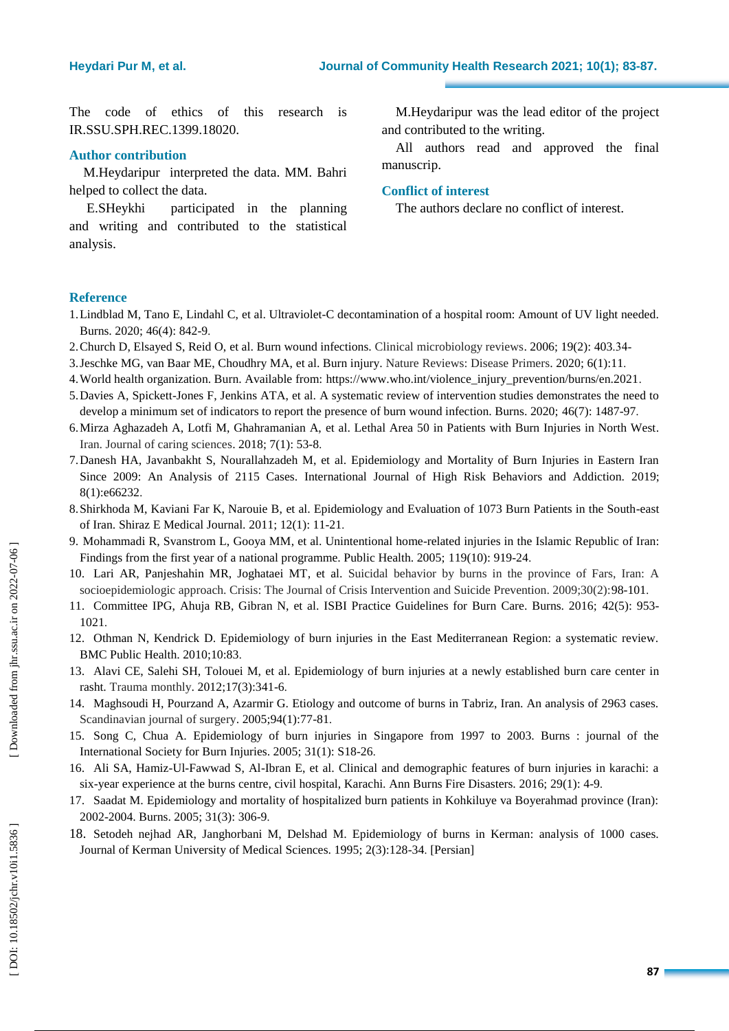The code of ethics of this research is IR.SSU.SPH.REC.1399.18020.

### Author contribution

M.Heydaripur interpreted the data. MM. Bahri helped to collect the data.

E.SHeykhi participated in the planning and writing and contributed to the statistical analysis.

M.Heydaripur was the lead editor of the project and contributed to the writing.

All authors read and approved the final manuscrip.

### Conflict of interest

The authors declare no conflict of interest.

### Reference

1. Lindblad M, Tano E, Lindahl C, et al. Ultraviolet-C decontamination of a hospital room: Amount of UV light needed. Burns. 2020; 46(4): 842-9.
2. Church D, Elsayed S, Reid O, et al. Burn wound infections. Clinical microbiology reviews. 2006; 19(2): 403.34-
3. Jeschke MG, van Baar ME, Choudhry MA, et al. Burn injury. Nature Reviews: Disease Primers. 2020; 6(1):11.
4. World health organization. Burn. Available from: https://www.who.int/violence_injury_prevention/burns/en.2021.
5. Davies A, Spickett-Jones F, Jenkins ATA, et al. A systematic review of intervention studies demonstrates the need to develop a minimum set of indicators to report the presence of burn wound infection. Burns. 2020; 46(7): 1487-97.
6. Mirza Aghazadeh A, Lotfi M, Ghahramanian A, et al. Lethal Area 50 in Patients with Burn Injuries in North West. Iran. Journal of caring sciences. 2018; 7(1): 53-8.
7. Danesh HA, Javanbakht S, Nourallahzadeh M, et al. Epidemiology and Mortality of Burn Injuries in Eastern Iran Since 2009: An Analysis of 2115 Cases. International Journal of High Risk Behaviors and Addiction. 2019; 8(1):e66232.
8. Shirkhoda M, Kaviani Far K, Narouie B, et al. Epidemiology and Evaluation of 1073 Burn Patients in the South-east of Iran. Shiraz E Medical Journal. 2011; 12(1): 11-21.
9. Mohammadi R, Svanstrom L, Gooya MM, et al. Unintentional home-related injuries in the Islamic Republic of Iran: Findings from the first year of a national programme. Public Health. 2005; 119(10): 919-24.
10. Lari AR, Panjeshahin MR, Joghataei MT, et al. Suicidal behavior by burns in the province of Fars, Iran: A socioepidemiologic approach. Crisis: The Journal of Crisis Intervention and Suicide Prevention. 2009;30(2):98-101.
11. Committee IPG, Ahuja RB, Gibran N, et al. ISBI Practice Guidelines for Burn Care. Burns. 2016; 42(5): 953-1021.
12. Othman N, Kendrick D. Epidemiology of burn injuries in the East Mediterranean Region: a systematic review. BMC Public Health. 2010;10:83.
13. Alavi CE, Salehi SH, Tolouei M, et al. Epidemiology of burn injuries at a newly established burn care center in rasht. Trauma monthly. 2012;17(3):341-6.
14. Maghsoudi H, Pourzand A, Azarmir G. Etiology and outcome of burns in Tabriz, Iran. An analysis of 2963 cases. Scandinavian journal of surgery. 2005;94(1):77-81.
15. Song C, Chua A. Epidemiology of burn injuries in Singapore from 1997 to 2003. Burns : journal of the International Society for Burn Injuries. 2005; 31(1): S18-26.
16. Ali SA, Hamiz-Ul-Fawwad S, Al-Ibran E, et al. Clinical and demographic features of burn injuries in karachi: a six-year experience at the burns centre, civil hospital, Karachi. Ann Burns Fire Disasters. 2016; 29(1): 4-9.
17. Saadat M. Epidemiology and mortality of hospitalized burn patients in Kohkiluye va Boyerahmad province (Iran): 2002-2004. Burns. 2005; 31(3): 306-9.
18. Setodeh nejhad AR, Janghorbani M, Delshad M. Epidemiology of burns in Kerman: analysis of 1000 cases. Journal of Kerman University of Medical Sciences. 1995; 2(3):128-34. [Persian]